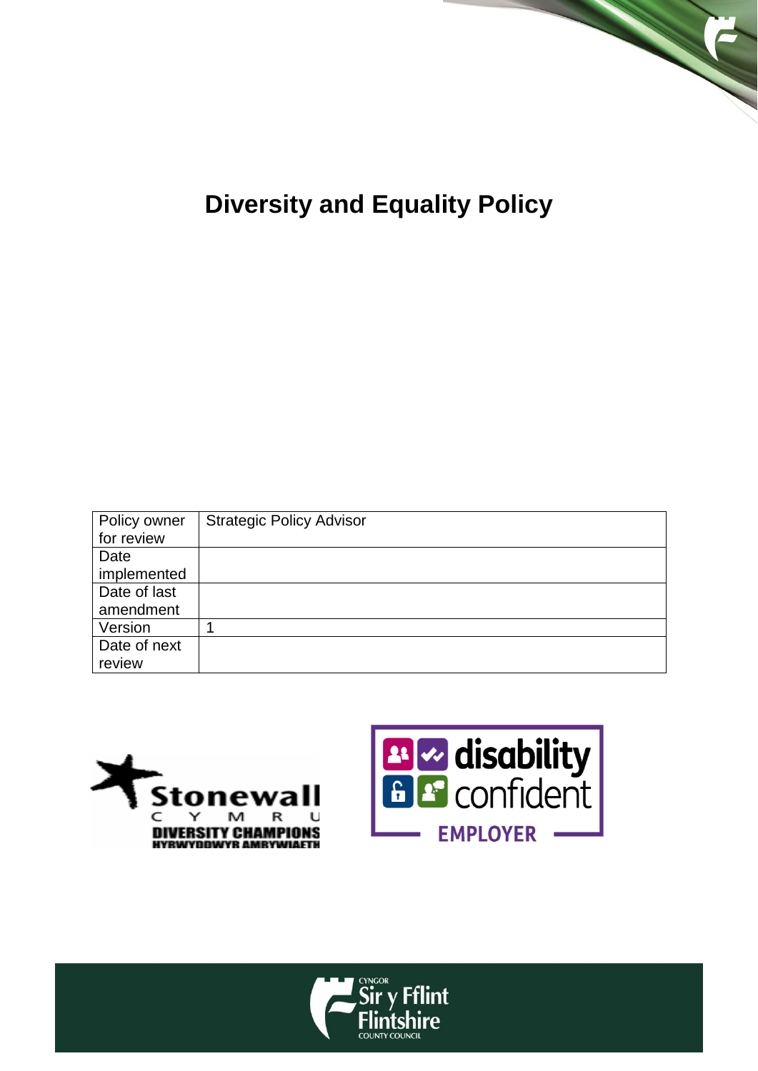# Diversity and Equality Policy

| Policy owner for review | Strategic Policy Advisor |
| --- | --- |
| Date implemented | |
| Date of last amendment | |
| Version | 1 |
| Date of next review | |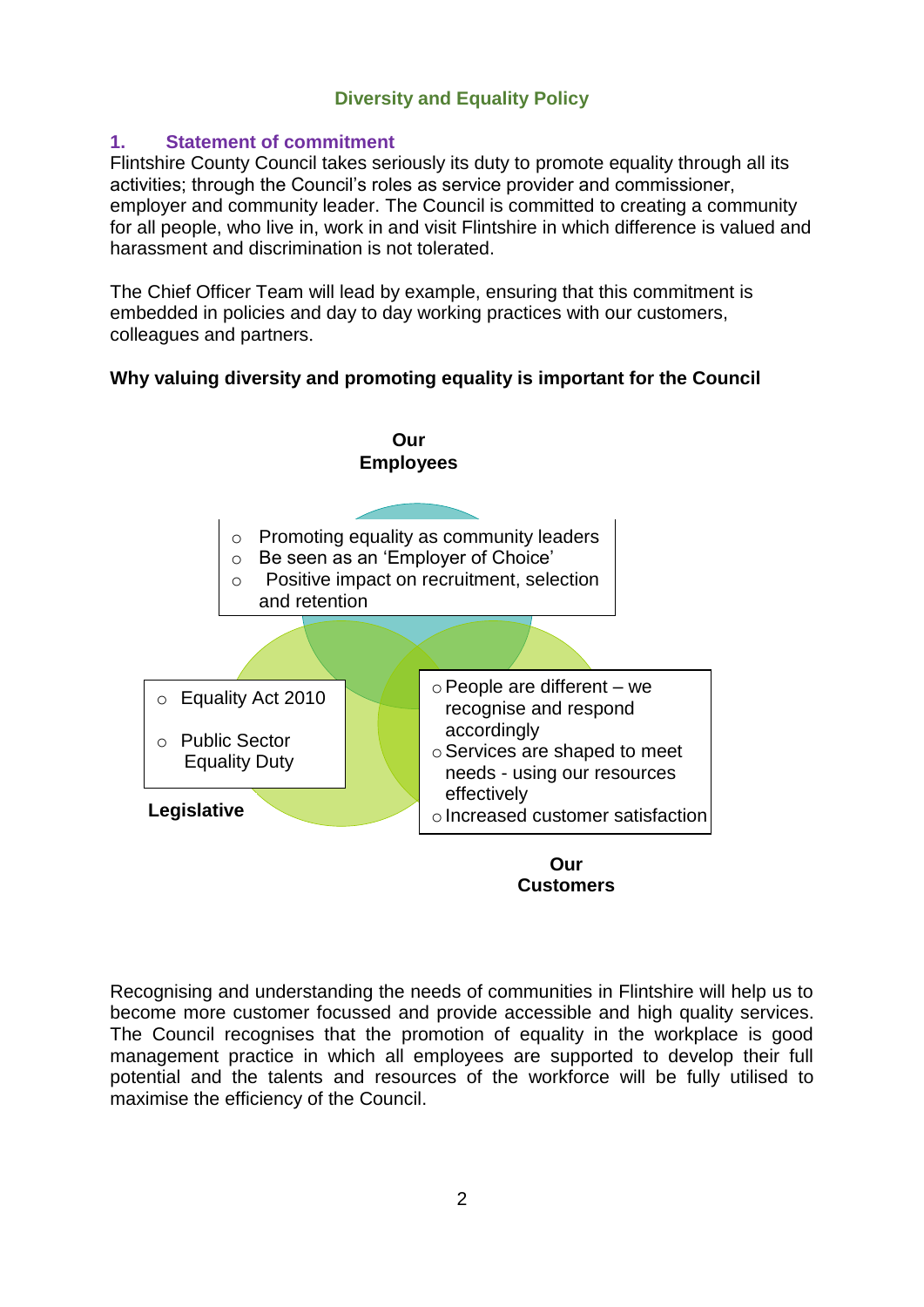## Diversity and Equality Policy

### 1. Statement of commitment

Flintshire County Council takes seriously its duty to promote equality through all its activities; through the Council's roles as service provider and commissioner, employer and community leader. The Council is committed to creating a community for all people, who live in, work in and visit Flintshire in which difference is valued and harassment and discrimination is not tolerated.

The Chief Officer Team will lead by example, ensuring that this commitment is embedded in policies and day to day working practices with our customers, colleagues and partners.

**Why valuing diversity and promoting equality is important for the Council**

**Our Employees**

- Promoting equality as community leaders
- Be seen as an 'Employer of Choice'
- Positive impact on recruitment, selection and retention

**Legislative**

- Equality Act 2010
- Public Sector Equality Duty

**Our Customers**

- People are different – we recognise and respond accordingly
- Services are shaped to meet needs - using our resources effectively
- Increased customer satisfaction

Recognising and understanding the needs of communities in Flintshire will help us to become more customer focussed and provide accessible and high quality services. The Council recognises that the promotion of equality in the workplace is good management practice in which all employees are supported to develop their full potential and the talents and resources of the workforce will be fully utilised to maximise the efficiency of the Council.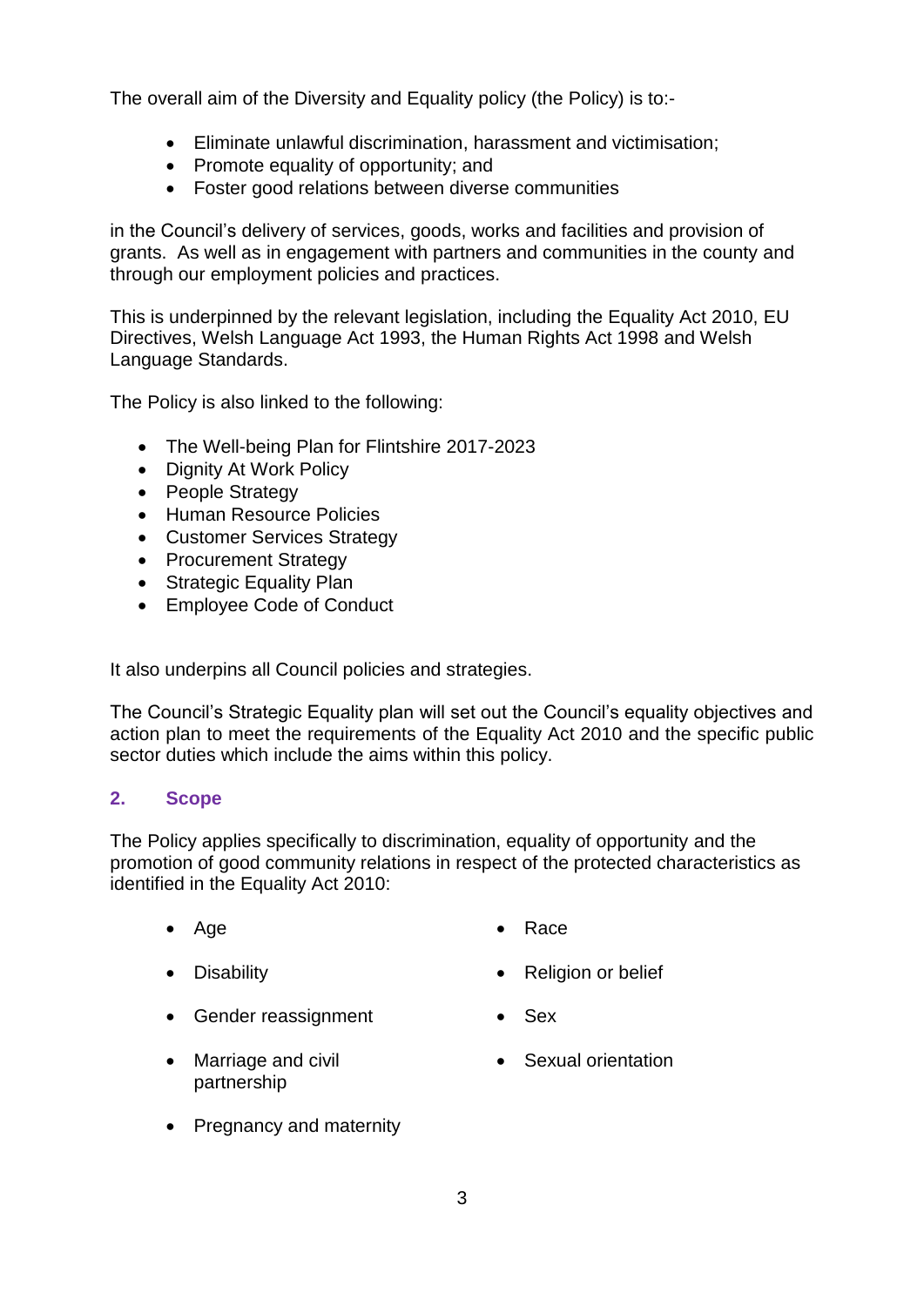The overall aim of the Diversity and Equality policy (the Policy) is to:-

- Eliminate unlawful discrimination, harassment and victimisation;
- Promote equality of opportunity; and
- Foster good relations between diverse communities

in the Council's delivery of services, goods, works and facilities and provision of grants. As well as in engagement with partners and communities in the county and through our employment policies and practices.

This is underpinned by the relevant legislation, including the Equality Act 2010, EU Directives, Welsh Language Act 1993, the Human Rights Act 1998 and Welsh Language Standards.

The Policy is also linked to the following:

- The Well-being Plan for Flintshire 2017-2023
- Dignity At Work Policy
- People Strategy
- Human Resource Policies
- Customer Services Strategy
- Procurement Strategy
- Strategic Equality Plan
- Employee Code of Conduct

It also underpins all Council policies and strategies.

The Council's Strategic Equality plan will set out the Council's equality objectives and action plan to meet the requirements of the Equality Act 2010 and the specific public sector duties which include the aims within this policy.

## 2. Scope

The Policy applies specifically to discrimination, equality of opportunity and the promotion of good community relations in respect of the protected characteristics as identified in the Equality Act 2010:

- Age
- Disability
- Gender reassignment
- Marriage and civil partnership
- Pregnancy and maternity
- Race
- Religion or belief
- Sex
- Sexual orientation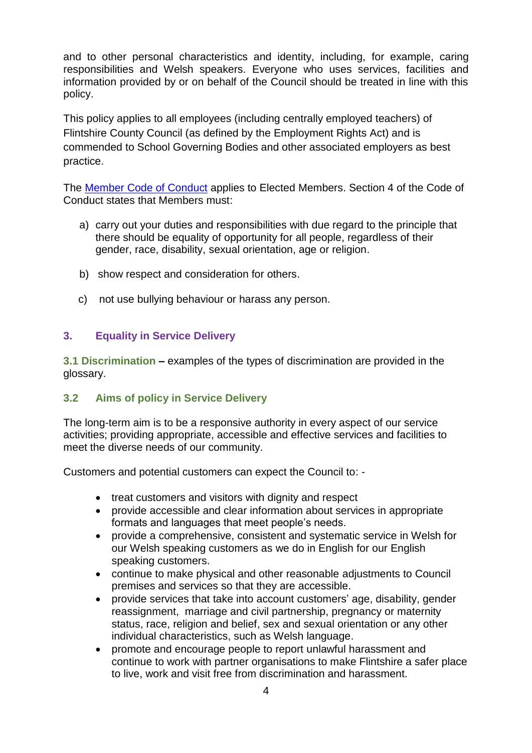and to other personal characteristics and identity, including, for example, caring responsibilities and Welsh speakers. Everyone who uses services, facilities and information provided by or on behalf of the Council should be treated in line with this policy.

This policy applies to all employees (including centrally employed teachers) of Flintshire County Council (as defined by the Employment Rights Act) and is commended to School Governing Bodies and other associated employers as best practice.

The [Member Code of Conduct]() applies to Elected Members. Section 4 of the Code of Conduct states that Members must:

a) carry out your duties and responsibilities with due regard to the principle that there should be equality of opportunity for all people, regardless of their gender, race, disability, sexual orientation, age or religion.

b) show respect and consideration for others.

c) not use bullying behaviour or harass any person.

## 3. Equality in Service Delivery

**3.1 Discrimination –** examples of the types of discrimination are provided in the glossary.

### 3.2 Aims of policy in Service Delivery

The long-term aim is to be a responsive authority in every aspect of our service activities; providing appropriate, accessible and effective services and facilities to meet the diverse needs of our community.

Customers and potential customers can expect the Council to: -

- treat customers and visitors with dignity and respect
- provide accessible and clear information about services in appropriate formats and languages that meet people's needs.
- provide a comprehensive, consistent and systematic service in Welsh for our Welsh speaking customers as we do in English for our English speaking customers.
- continue to make physical and other reasonable adjustments to Council premises and services so that they are accessible.
- provide services that take into account customers' age, disability, gender reassignment, marriage and civil partnership, pregnancy or maternity status, race, religion and belief, sex and sexual orientation or any other individual characteristics, such as Welsh language.
- promote and encourage people to report unlawful harassment and continue to work with partner organisations to make Flintshire a safer place to live, work and visit free from discrimination and harassment.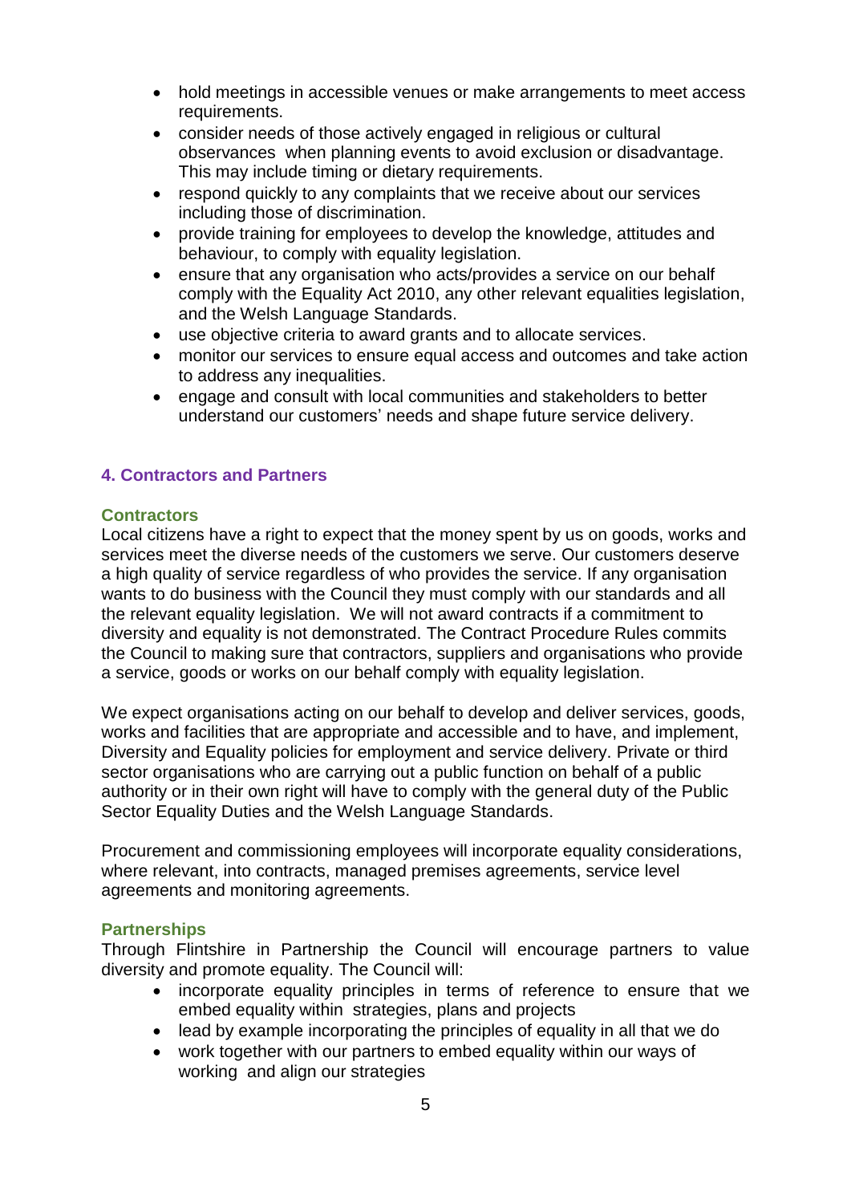- hold meetings in accessible venues or make arrangements to meet access requirements.
- consider needs of those actively engaged in religious or cultural observances when planning events to avoid exclusion or disadvantage. This may include timing or dietary requirements.
- respond quickly to any complaints that we receive about our services including those of discrimination.
- provide training for employees to develop the knowledge, attitudes and behaviour, to comply with equality legislation.
- ensure that any organisation who acts/provides a service on our behalf comply with the Equality Act 2010, any other relevant equalities legislation, and the Welsh Language Standards.
- use objective criteria to award grants and to allocate services.
- monitor our services to ensure equal access and outcomes and take action to address any inequalities.
- engage and consult with local communities and stakeholders to better understand our customers' needs and shape future service delivery.

## 4. Contractors and Partners

### Contractors

Local citizens have a right to expect that the money spent by us on goods, works and services meet the diverse needs of the customers we serve. Our customers deserve a high quality of service regardless of who provides the service. If any organisation wants to do business with the Council they must comply with our standards and all the relevant equality legislation. We will not award contracts if a commitment to diversity and equality is not demonstrated. The Contract Procedure Rules commits the Council to making sure that contractors, suppliers and organisations who provide a service, goods or works on our behalf comply with equality legislation.

We expect organisations acting on our behalf to develop and deliver services, goods, works and facilities that are appropriate and accessible and to have, and implement, Diversity and Equality policies for employment and service delivery. Private or third sector organisations who are carrying out a public function on behalf of a public authority or in their own right will have to comply with the general duty of the Public Sector Equality Duties and the Welsh Language Standards.

Procurement and commissioning employees will incorporate equality considerations, where relevant, into contracts, managed premises agreements, service level agreements and monitoring agreements.

### Partnerships

Through Flintshire in Partnership the Council will encourage partners to value diversity and promote equality. The Council will:

- incorporate equality principles in terms of reference to ensure that we embed equality within strategies, plans and projects
- lead by example incorporating the principles of equality in all that we do
- work together with our partners to embed equality within our ways of working and align our strategies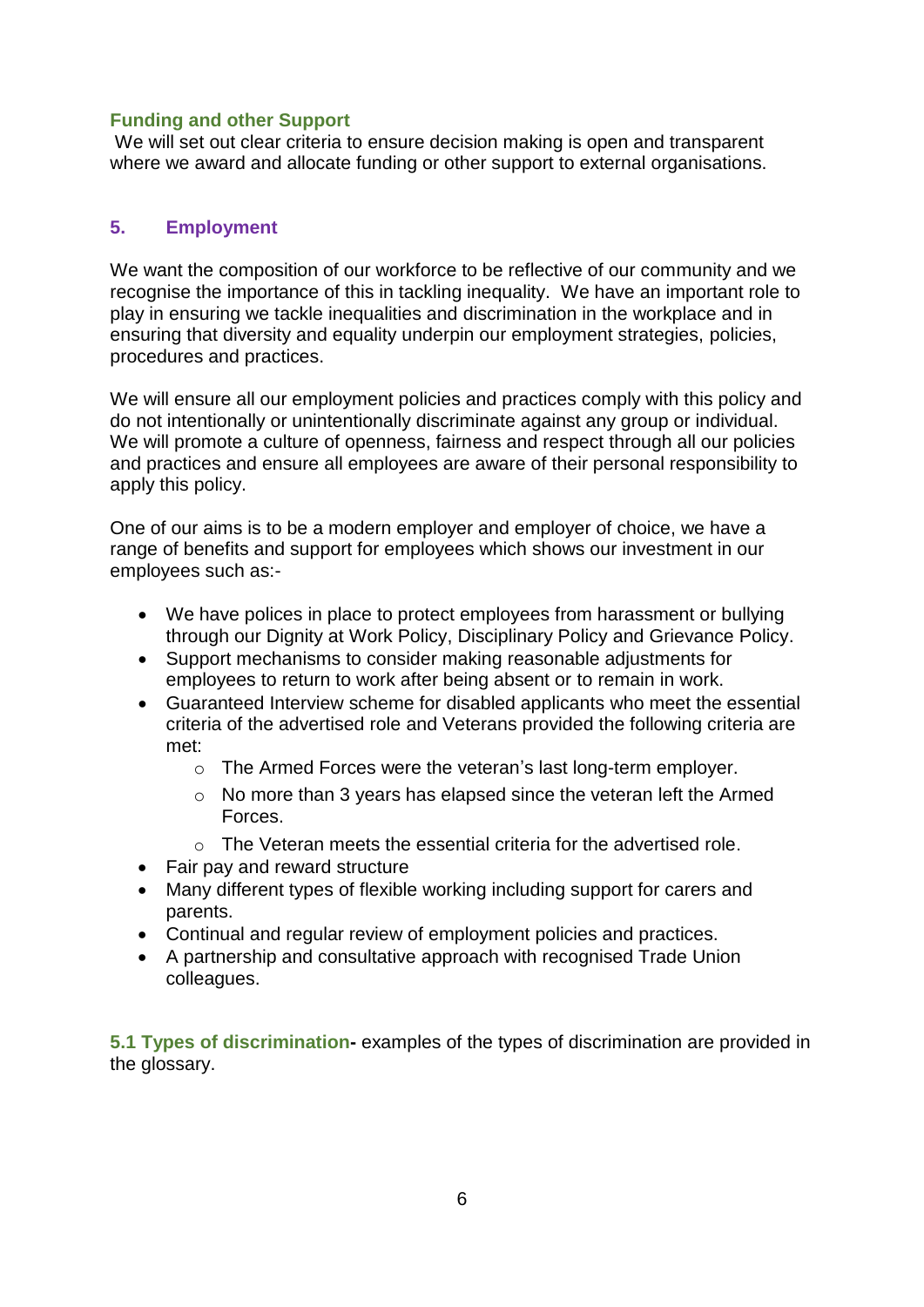### Funding and other Support

We will set out clear criteria to ensure decision making is open and transparent where we award and allocate funding or other support to external organisations.

## 5. Employment

We want the composition of our workforce to be reflective of our community and we recognise the importance of this in tackling inequality. We have an important role to play in ensuring we tackle inequalities and discrimination in the workplace and in ensuring that diversity and equality underpin our employment strategies, policies, procedures and practices.

We will ensure all our employment policies and practices comply with this policy and do not intentionally or unintentionally discriminate against any group or individual. We will promote a culture of openness, fairness and respect through all our policies and practices and ensure all employees are aware of their personal responsibility to apply this policy.

One of our aims is to be a modern employer and employer of choice, we have a range of benefits and support for employees which shows our investment in our employees such as:-

- We have polices in place to protect employees from harassment or bullying through our Dignity at Work Policy, Disciplinary Policy and Grievance Policy.
- Support mechanisms to consider making reasonable adjustments for employees to return to work after being absent or to remain in work.
- Guaranteed Interview scheme for disabled applicants who meet the essential criteria of the advertised role and Veterans provided the following criteria are met:
    - The Armed Forces were the veteran's last long-term employer.
    - No more than 3 years has elapsed since the veteran left the Armed Forces.
    - The Veteran meets the essential criteria for the advertised role.
- Fair pay and reward structure
- Many different types of flexible working including support for carers and parents.
- Continual and regular review of employment policies and practices.
- A partnership and consultative approach with recognised Trade Union colleagues.

**5.1 Types of discrimination-** examples of the types of discrimination are provided in the glossary.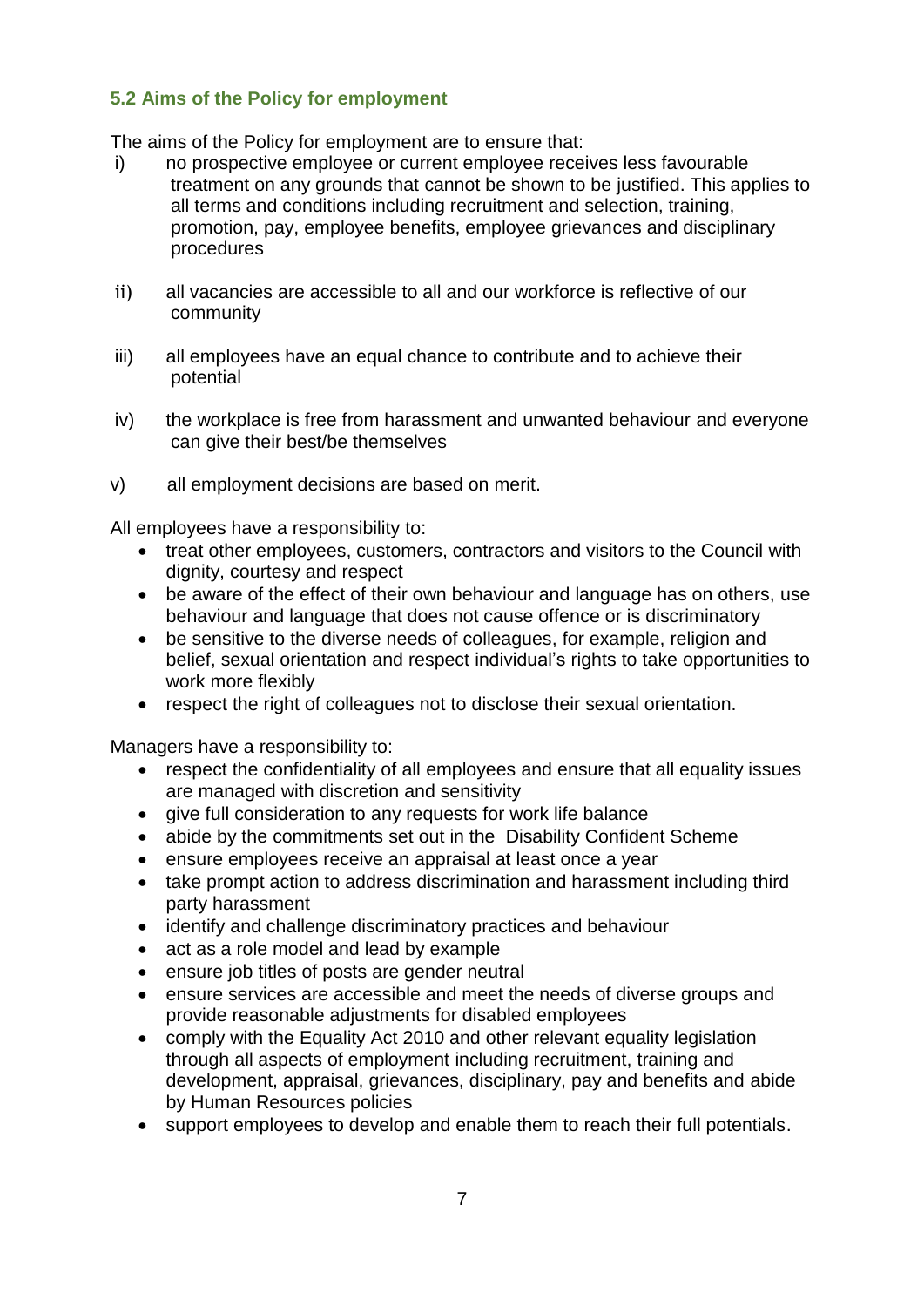### 5.2 Aims of the Policy for employment

The aims of the Policy for employment are to ensure that:

i) no prospective employee or current employee receives less favourable treatment on any grounds that cannot be shown to be justified. This applies to all terms and conditions including recruitment and selection, training, promotion, pay, employee benefits, employee grievances and disciplinary procedures

ii) all vacancies are accessible to all and our workforce is reflective of our community

iii) all employees have an equal chance to contribute and to achieve their potential

iv) the workplace is free from harassment and unwanted behaviour and everyone can give their best/be themselves

v) all employment decisions are based on merit.

All employees have a responsibility to:

- treat other employees, customers, contractors and visitors to the Council with dignity, courtesy and respect
- be aware of the effect of their own behaviour and language has on others, use behaviour and language that does not cause offence or is discriminatory
- be sensitive to the diverse needs of colleagues, for example, religion and belief, sexual orientation and respect individual's rights to take opportunities to work more flexibly
- respect the right of colleagues not to disclose their sexual orientation.

Managers have a responsibility to:

- respect the confidentiality of all employees and ensure that all equality issues are managed with discretion and sensitivity
- give full consideration to any requests for work life balance
- abide by the commitments set out in the Disability Confident Scheme
- ensure employees receive an appraisal at least once a year
- take prompt action to address discrimination and harassment including third party harassment
- identify and challenge discriminatory practices and behaviour
- act as a role model and lead by example
- ensure job titles of posts are gender neutral
- ensure services are accessible and meet the needs of diverse groups and provide reasonable adjustments for disabled employees
- comply with the Equality Act 2010 and other relevant equality legislation through all aspects of employment including recruitment, training and development, appraisal, grievances, disciplinary, pay and benefits and abide by Human Resources policies
- support employees to develop and enable them to reach their full potentials.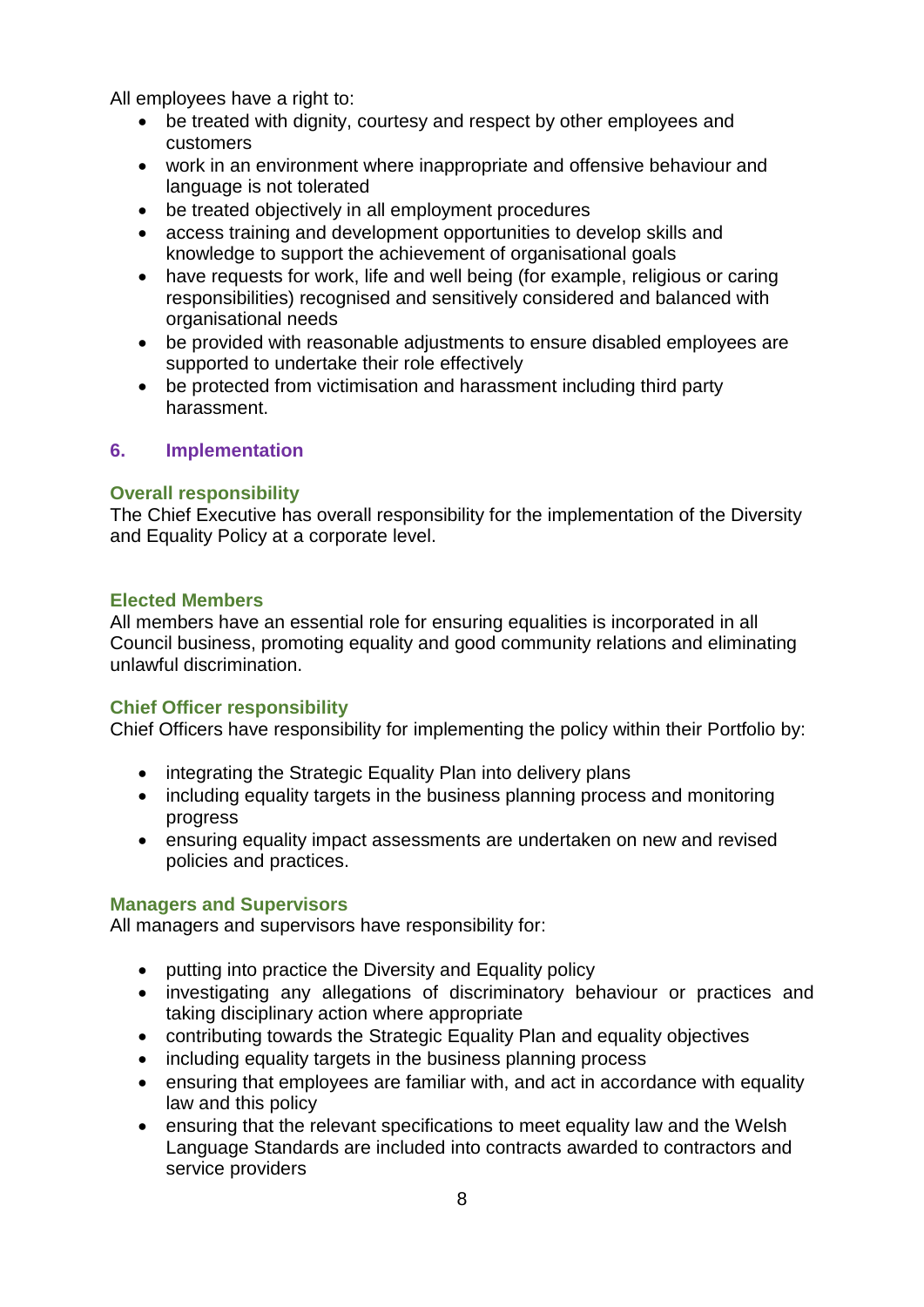All employees have a right to:

- be treated with dignity, courtesy and respect by other employees and customers
- work in an environment where inappropriate and offensive behaviour and language is not tolerated
- be treated objectively in all employment procedures
- access training and development opportunities to develop skills and knowledge to support the achievement of organisational goals
- have requests for work, life and well being (for example, religious or caring responsibilities) recognised and sensitively considered and balanced with organisational needs
- be provided with reasonable adjustments to ensure disabled employees are supported to undertake their role effectively
- be protected from victimisation and harassment including third party harassment.

## 6. Implementation

### Overall responsibility

The Chief Executive has overall responsibility for the implementation of the Diversity and Equality Policy at a corporate level.

### Elected Members

All members have an essential role for ensuring equalities is incorporated in all Council business, promoting equality and good community relations and eliminating unlawful discrimination.

### Chief Officer responsibility

Chief Officers have responsibility for implementing the policy within their Portfolio by:

- integrating the Strategic Equality Plan into delivery plans
- including equality targets in the business planning process and monitoring progress
- ensuring equality impact assessments are undertaken on new and revised policies and practices.

### Managers and Supervisors

All managers and supervisors have responsibility for:

- putting into practice the Diversity and Equality policy
- investigating any allegations of discriminatory behaviour or practices and taking disciplinary action where appropriate
- contributing towards the Strategic Equality Plan and equality objectives
- including equality targets in the business planning process
- ensuring that employees are familiar with, and act in accordance with equality law and this policy
- ensuring that the relevant specifications to meet equality law and the Welsh Language Standards are included into contracts awarded to contractors and service providers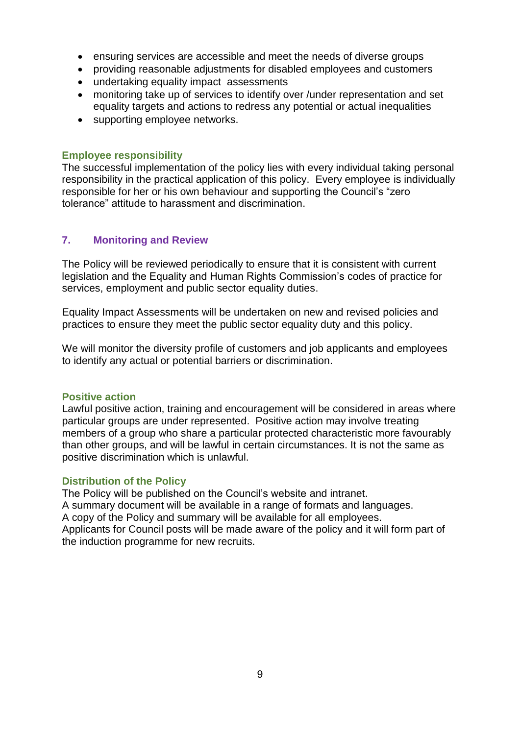- ensuring services are accessible and meet the needs of diverse groups
- providing reasonable adjustments for disabled employees and customers
- undertaking equality impact assessments
- monitoring take up of services to identify over /under representation and set equality targets and actions to redress any potential or actual inequalities
- supporting employee networks.

### Employee responsibility

The successful implementation of the policy lies with every individual taking personal responsibility in the practical application of this policy. Every employee is individually responsible for her or his own behaviour and supporting the Council's "zero tolerance" attitude to harassment and discrimination.

## 7. Monitoring and Review

The Policy will be reviewed periodically to ensure that it is consistent with current legislation and the Equality and Human Rights Commission's codes of practice for services, employment and public sector equality duties.

Equality Impact Assessments will be undertaken on new and revised policies and practices to ensure they meet the public sector equality duty and this policy.

We will monitor the diversity profile of customers and job applicants and employees to identify any actual or potential barriers or discrimination.

### Positive action

Lawful positive action, training and encouragement will be considered in areas where particular groups are under represented. Positive action may involve treating members of a group who share a particular protected characteristic more favourably than other groups, and will be lawful in certain circumstances. It is not the same as positive discrimination which is unlawful.

### Distribution of the Policy

The Policy will be published on the Council's website and intranet.
A summary document will be available in a range of formats and languages.
A copy of the Policy and summary will be available for all employees.
Applicants for Council posts will be made aware of the policy and it will form part of the induction programme for new recruits.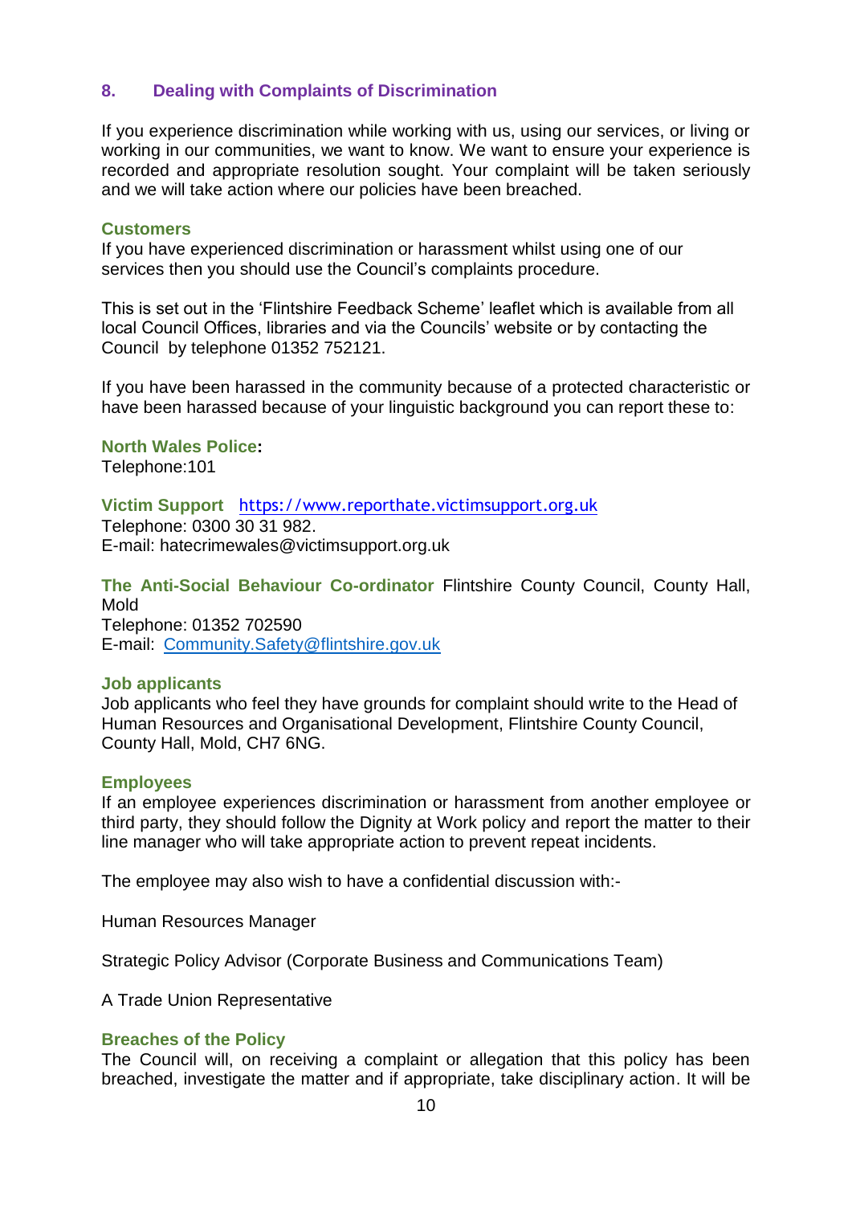## 8. Dealing with Complaints of Discrimination

If you experience discrimination while working with us, using our services, or living or working in our communities, we want to know. We want to ensure your experience is recorded and appropriate resolution sought. Your complaint will be taken seriously and we will take action where our policies have been breached.

### Customers

If you have experienced discrimination or harassment whilst using one of our services then you should use the Council's complaints procedure.

This is set out in the 'Flintshire Feedback Scheme' leaflet which is available from all local Council Offices, libraries and via the Councils' website or by contacting the Council by telephone 01352 752121.

If you have been harassed in the community because of a protected characteristic or have been harassed because of your linguistic background you can report these to:

**North Wales Police:**
Telephone:101

**Victim Support** https://www.reporthate.victimsupport.org.uk
Telephone: 0300 30 31 982.
E-mail: hatecrimewales@victimsupport.org.uk

**The Anti-Social Behaviour Co-ordinator** Flintshire County Council, County Hall, Mold
Telephone: 01352 702590
E-mail: Community.Safety@flintshire.gov.uk

### Job applicants

Job applicants who feel they have grounds for complaint should write to the Head of Human Resources and Organisational Development, Flintshire County Council, County Hall, Mold, CH7 6NG.

### Employees

If an employee experiences discrimination or harassment from another employee or third party, they should follow the Dignity at Work policy and report the matter to their line manager who will take appropriate action to prevent repeat incidents.

The employee may also wish to have a confidential discussion with:-

Human Resources Manager

Strategic Policy Advisor (Corporate Business and Communications Team)

A Trade Union Representative

### Breaches of the Policy

The Council will, on receiving a complaint or allegation that this policy has been breached, investigate the matter and if appropriate, take disciplinary action. It will be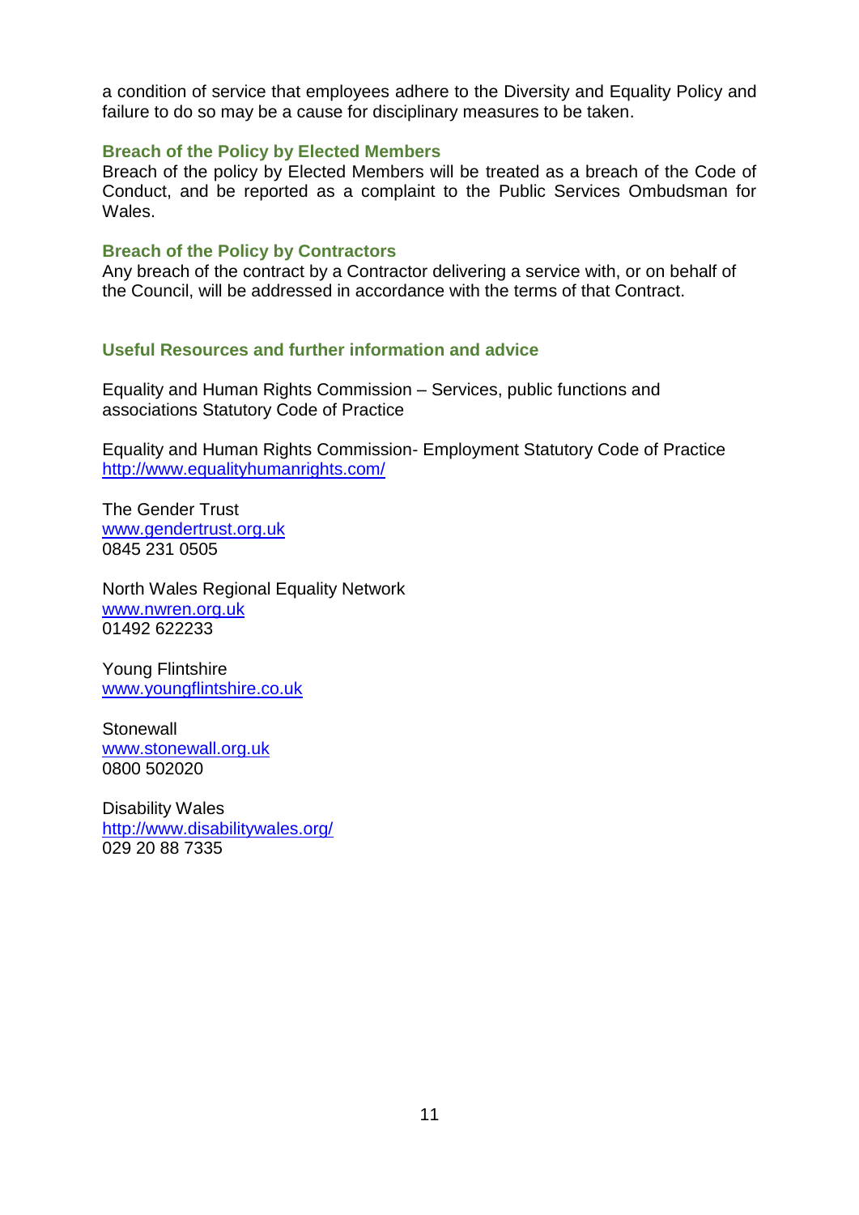a condition of service that employees adhere to the Diversity and Equality Policy and failure to do so may be a cause for disciplinary measures to be taken.

### Breach of the Policy by Elected Members

Breach of the policy by Elected Members will be treated as a breach of the Code of Conduct, and be reported as a complaint to the Public Services Ombudsman for Wales.

### Breach of the Policy by Contractors

Any breach of the contract by a Contractor delivering a service with, or on behalf of the Council, will be addressed in accordance with the terms of that Contract.

### Useful Resources and further information and advice

Equality and Human Rights Commission – Services, public functions and associations Statutory Code of Practice

Equality and Human Rights Commission- Employment Statutory Code of Practice
http://www.equalityhumanrights.com/

The Gender Trust
www.gendertrust.org.uk
0845 231 0505

North Wales Regional Equality Network
www.nwren.org.uk
01492 622233

Young Flintshire
www.youngflintshire.co.uk

Stonewall
www.stonewall.org.uk
0800 502020

Disability Wales
http://www.disabilitywales.org/
029 20 88 7335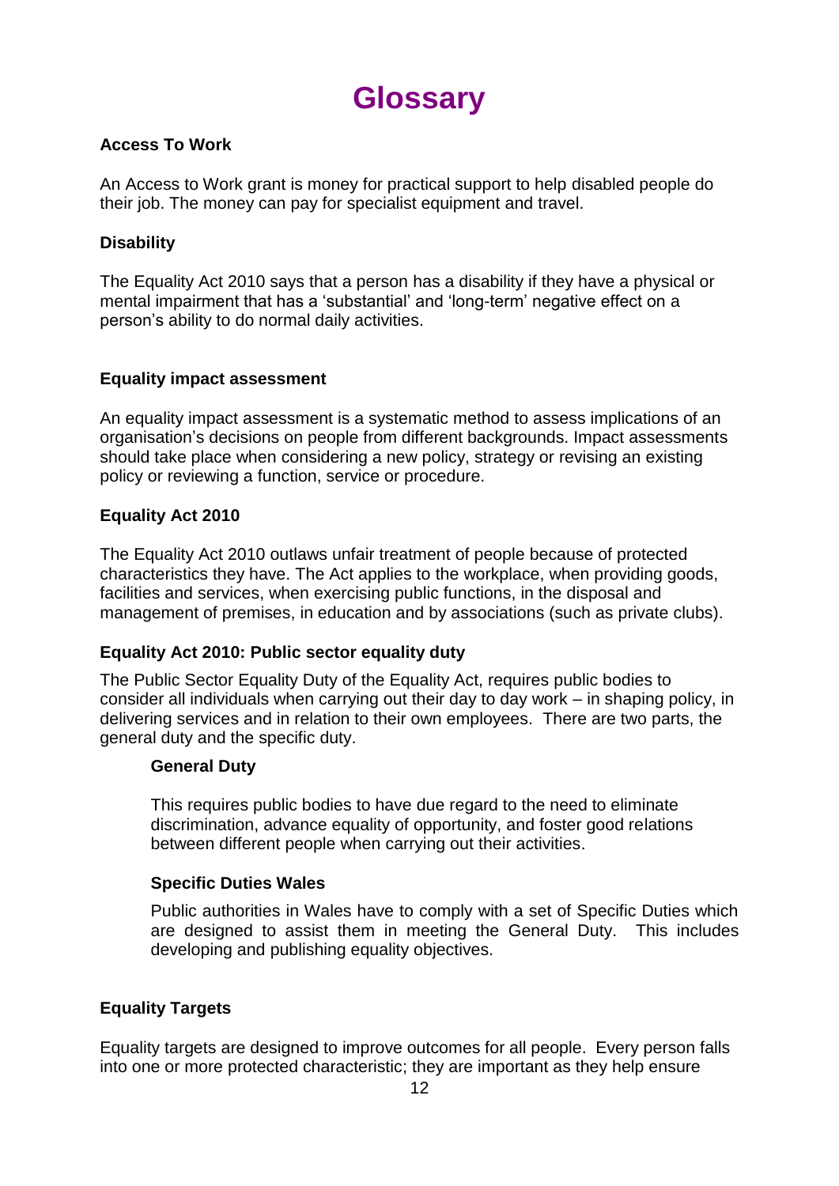# Glossary

**Access To Work**

An Access to Work grant is money for practical support to help disabled people do their job. The money can pay for specialist equipment and travel.

**Disability**

The Equality Act 2010 says that a person has a disability if they have a physical or mental impairment that has a 'substantial' and 'long-term' negative effect on a person's ability to do normal daily activities.

**Equality impact assessment**

An equality impact assessment is a systematic method to assess implications of an organisation's decisions on people from different backgrounds. Impact assessments should take place when considering a new policy, strategy or revising an existing policy or reviewing a function, service or procedure.

**Equality Act 2010**

The Equality Act 2010 outlaws unfair treatment of people because of protected characteristics they have. The Act applies to the workplace, when providing goods, facilities and services, when exercising public functions, in the disposal and management of premises, in education and by associations (such as private clubs).

**Equality Act 2010: Public sector equality duty**

The Public Sector Equality Duty of the Equality Act, requires public bodies to consider all individuals when carrying out their day to day work – in shaping policy, in delivering services and in relation to their own employees. There are two parts, the general duty and the specific duty.

> **General Duty**
>
> This requires public bodies to have due regard to the need to eliminate discrimination, advance equality of opportunity, and foster good relations between different people when carrying out their activities.
>
> **Specific Duties Wales**
>
> Public authorities in Wales have to comply with a set of Specific Duties which are designed to assist them in meeting the General Duty. This includes developing and publishing equality objectives.

**Equality Targets**

Equality targets are designed to improve outcomes for all people. Every person falls into one or more protected characteristic; they are important as they help ensure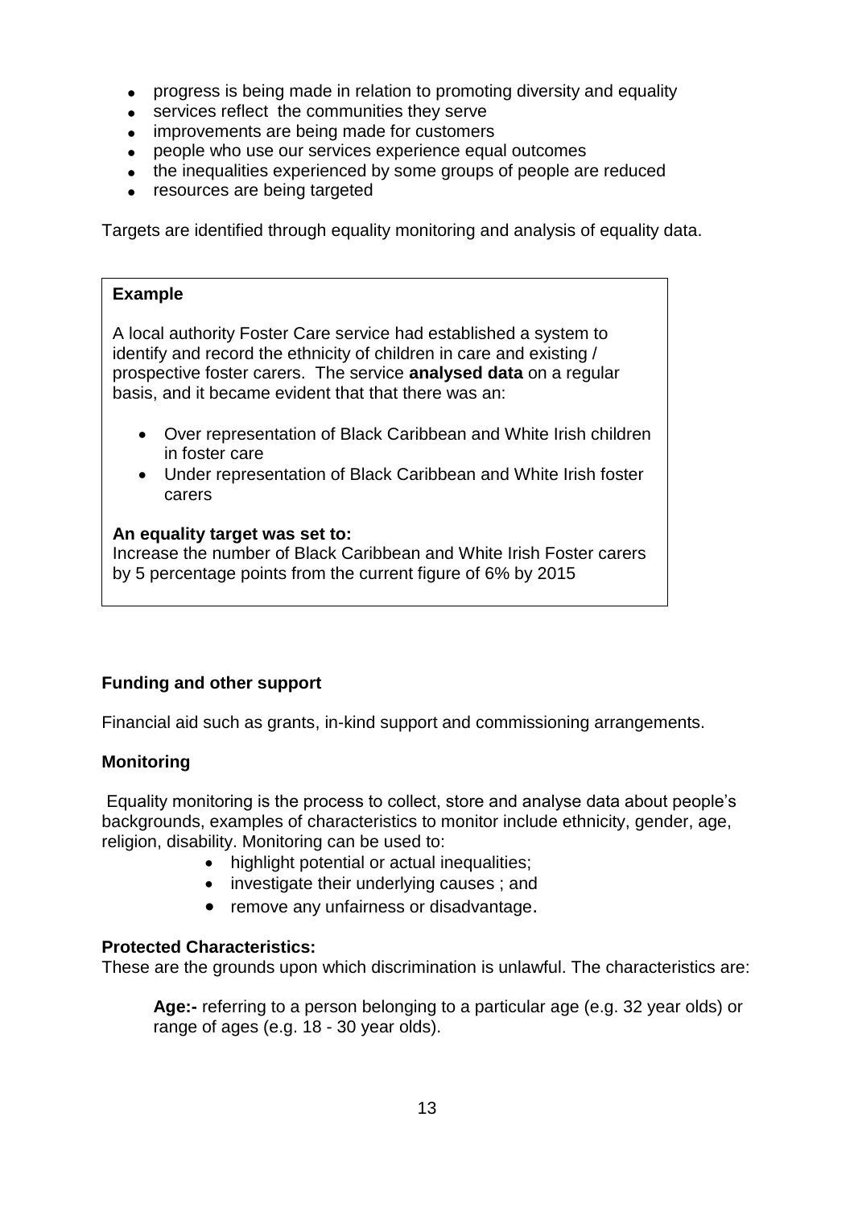- progress is being made in relation to promoting diversity and equality
- services reflect the communities they serve
- improvements are being made for customers
- people who use our services experience equal outcomes
- the inequalities experienced by some groups of people are reduced
- resources are being targeted

Targets are identified through equality monitoring and analysis of equality data.

> **Example**
>
> A local authority Foster Care service had established a system to identify and record the ethnicity of children in care and existing / prospective foster carers. The service **analysed data** on a regular basis, and it became evident that that there was an:
>
> - Over representation of Black Caribbean and White Irish children in foster care
> - Under representation of Black Caribbean and White Irish foster carers
>
> **An equality target was set to:**
> Increase the number of Black Caribbean and White Irish Foster carers by 5 percentage points from the current figure of 6% by 2015

**Funding and other support**

Financial aid such as grants, in-kind support and commissioning arrangements.

**Monitoring**

Equality monitoring is the process to collect, store and analyse data about people's backgrounds, examples of characteristics to monitor include ethnicity, gender, age, religion, disability. Monitoring can be used to:

- highlight potential or actual inequalities;
- investigate their underlying causes ; and
- remove any unfairness or disadvantage.

**Protected Characteristics:**
These are the grounds upon which discrimination is unlawful. The characteristics are:

**Age:-** referring to a person belonging to a particular age (e.g. 32 year olds) or range of ages (e.g. 18 - 30 year olds).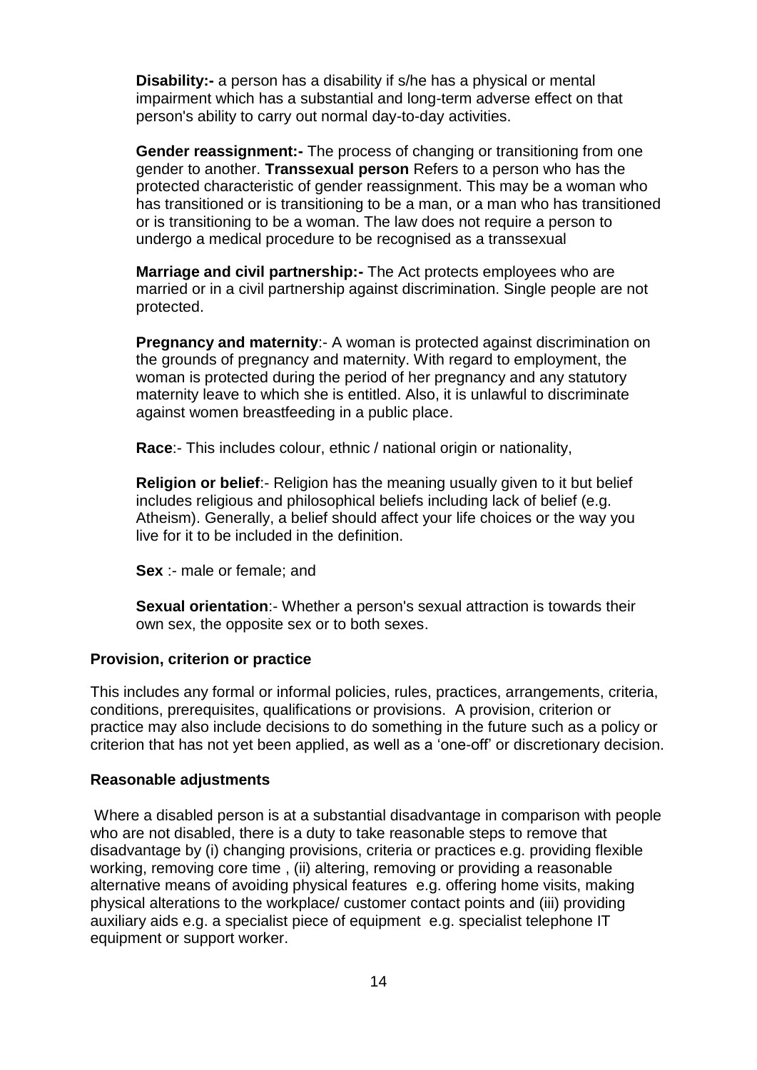**Disability:-** a person has a disability if s/he has a physical or mental impairment which has a substantial and long-term adverse effect on that person's ability to carry out normal day-to-day activities.

**Gender reassignment:-** The process of changing or transitioning from one gender to another. **Transsexual person** Refers to a person who has the protected characteristic of gender reassignment. This may be a woman who has transitioned or is transitioning to be a man, or a man who has transitioned or is transitioning to be a woman. The law does not require a person to undergo a medical procedure to be recognised as a transsexual

**Marriage and civil partnership:-** The Act protects employees who are married or in a civil partnership against discrimination. Single people are not protected.

**Pregnancy and maternity**:- A woman is protected against discrimination on the grounds of pregnancy and maternity. With regard to employment, the woman is protected during the period of her pregnancy and any statutory maternity leave to which she is entitled. Also, it is unlawful to discriminate against women breastfeeding in a public place.

**Race**:- This includes colour, ethnic / national origin or nationality,

**Religion or belief**:- Religion has the meaning usually given to it but belief includes religious and philosophical beliefs including lack of belief (e.g. Atheism). Generally, a belief should affect your life choices or the way you live for it to be included in the definition.

**Sex** :- male or female; and

**Sexual orientation**:- Whether a person's sexual attraction is towards their own sex, the opposite sex or to both sexes.

**Provision, criterion or practice**

This includes any formal or informal policies, rules, practices, arrangements, criteria, conditions, prerequisites, qualifications or provisions. A provision, criterion or practice may also include decisions to do something in the future such as a policy or criterion that has not yet been applied, as well as a 'one-off' or discretionary decision.

**Reasonable adjustments**

Where a disabled person is at a substantial disadvantage in comparison with people who are not disabled, there is a duty to take reasonable steps to remove that disadvantage by (i) changing provisions, criteria or practices e.g. providing flexible working, removing core time , (ii) altering, removing or providing a reasonable alternative means of avoiding physical features e.g. offering home visits, making physical alterations to the workplace/ customer contact points and (iii) providing auxiliary aids e.g. a specialist piece of equipment e.g. specialist telephone IT equipment or support worker.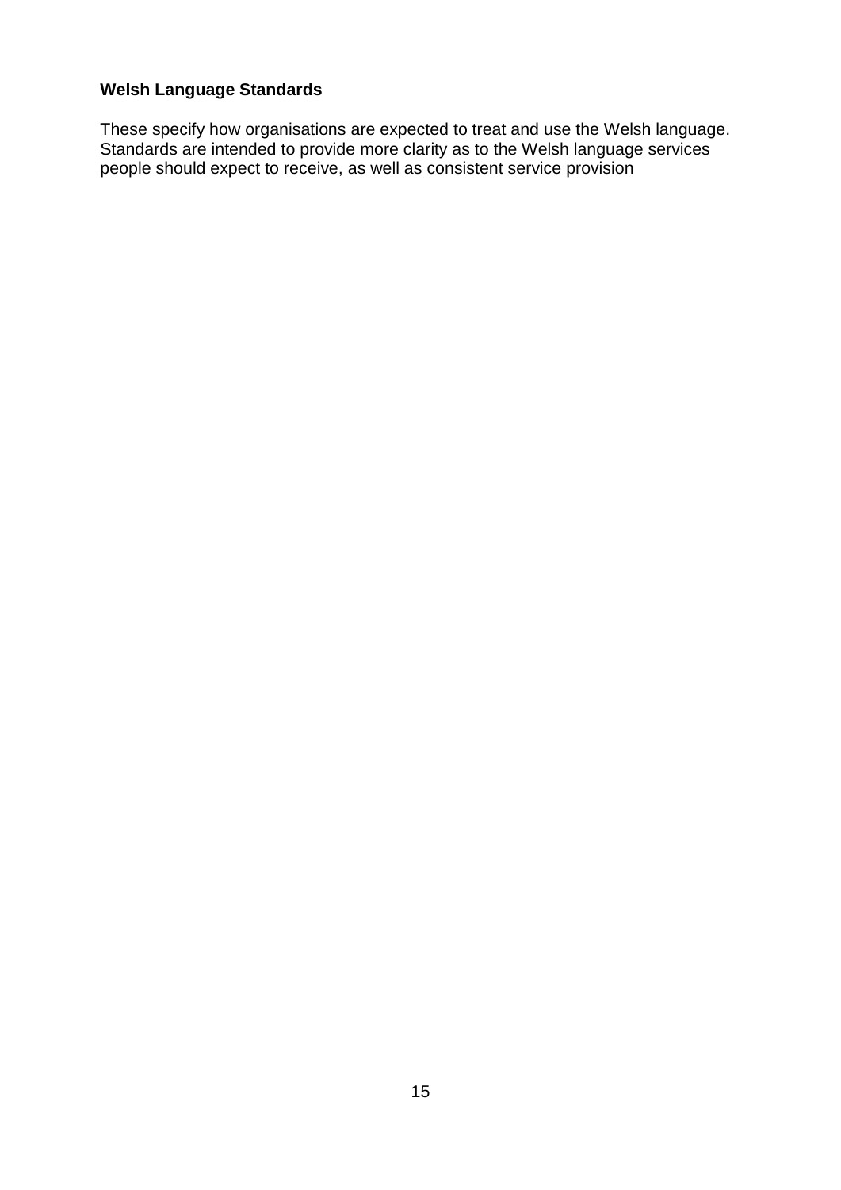**Welsh Language Standards**

These specify how organisations are expected to treat and use the Welsh language. Standards are intended to provide more clarity as to the Welsh language services people should expect to receive, as well as consistent service provision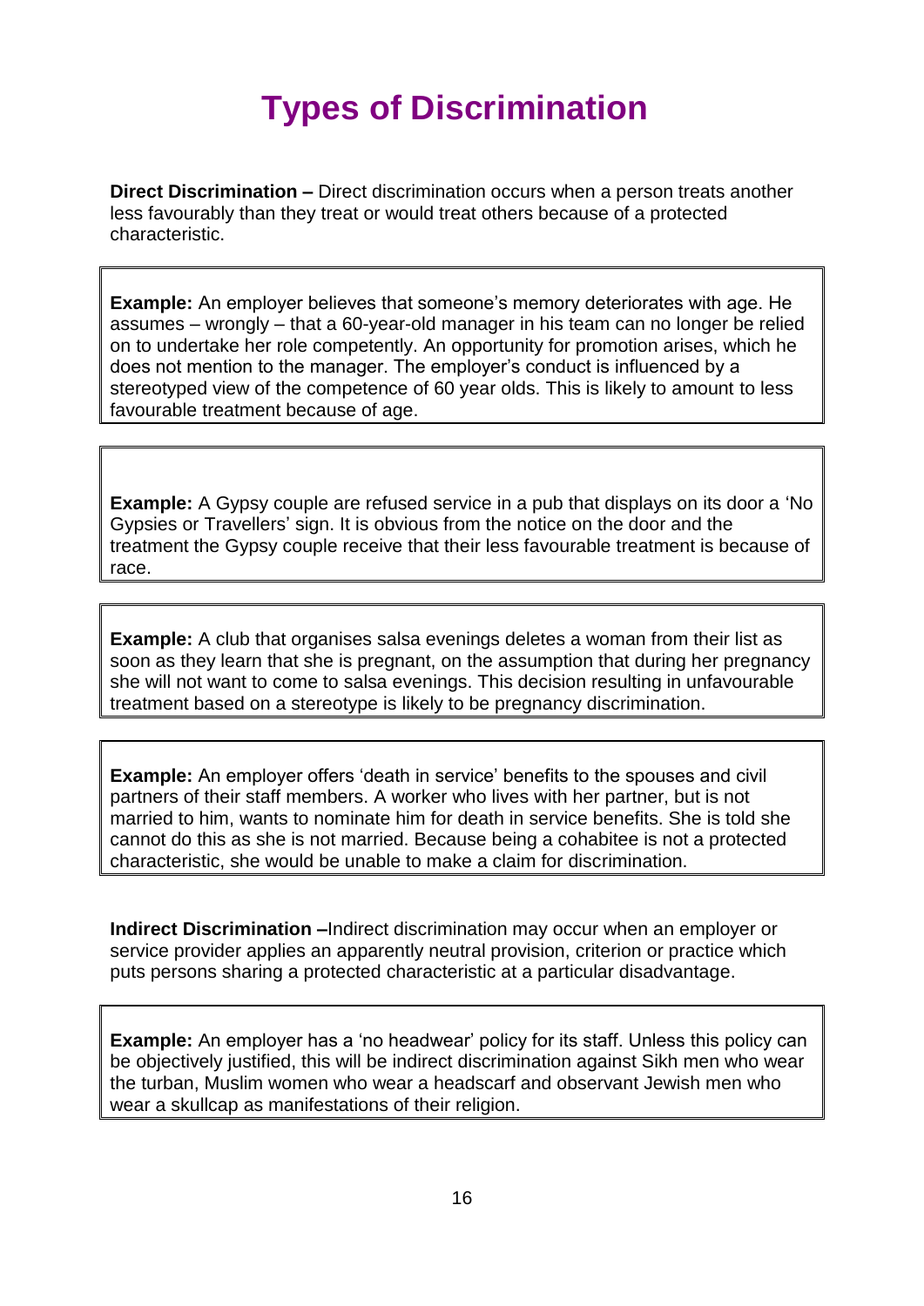# Types of Discrimination

**Direct Discrimination –** Direct discrimination occurs when a person treats another less favourably than they treat or would treat others because of a protected characteristic.

> **Example:** An employer believes that someone's memory deteriorates with age. He assumes – wrongly – that a 60-year-old manager in his team can no longer be relied on to undertake her role competently. An opportunity for promotion arises, which he does not mention to the manager. The employer's conduct is influenced by a stereotyped view of the competence of 60 year olds. This is likely to amount to less favourable treatment because of age.

> **Example:** A Gypsy couple are refused service in a pub that displays on its door a 'No Gypsies or Travellers' sign. It is obvious from the notice on the door and the treatment the Gypsy couple receive that their less favourable treatment is because of race.

> **Example:** A club that organises salsa evenings deletes a woman from their list as soon as they learn that she is pregnant, on the assumption that during her pregnancy she will not want to come to salsa evenings. This decision resulting in unfavourable treatment based on a stereotype is likely to be pregnancy discrimination.

> **Example:** An employer offers 'death in service' benefits to the spouses and civil partners of their staff members. A worker who lives with her partner, but is not married to him, wants to nominate him for death in service benefits. She is told she cannot do this as she is not married. Because being a cohabitee is not a protected characteristic, she would be unable to make a claim for discrimination.

**Indirect Discrimination –**Indirect discrimination may occur when an employer or service provider applies an apparently neutral provision, criterion or practice which puts persons sharing a protected characteristic at a particular disadvantage.

> **Example:** An employer has a 'no headwear' policy for its staff. Unless this policy can be objectively justified, this will be indirect discrimination against Sikh men who wear the turban, Muslim women who wear a headscarf and observant Jewish men who wear a skullcap as manifestations of their religion.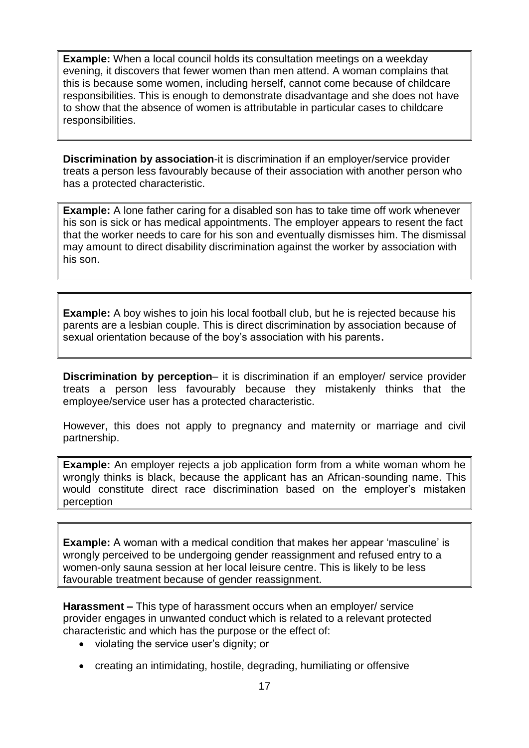**Example:** When a local council holds its consultation meetings on a weekday evening, it discovers that fewer women than men attend. A woman complains that this is because some women, including herself, cannot come because of childcare responsibilities. This is enough to demonstrate disadvantage and she does not have to show that the absence of women is attributable in particular cases to childcare responsibilities.

**Discrimination by association**-it is discrimination if an employer/service provider treats a person less favourably because of their association with another person who has a protected characteristic.

**Example:** A lone father caring for a disabled son has to take time off work whenever his son is sick or has medical appointments. The employer appears to resent the fact that the worker needs to care for his son and eventually dismisses him. The dismissal may amount to direct disability discrimination against the worker by association with his son.

**Example:** A boy wishes to join his local football club, but he is rejected because his parents are a lesbian couple. This is direct discrimination by association because of sexual orientation because of the boy's association with his parents.

**Discrimination by perception**– it is discrimination if an employer/ service provider treats a person less favourably because they mistakenly thinks that the employee/service user has a protected characteristic.

However, this does not apply to pregnancy and maternity or marriage and civil partnership.

**Example:** An employer rejects a job application form from a white woman whom he wrongly thinks is black, because the applicant has an African-sounding name. This would constitute direct race discrimination based on the employer's mistaken perception

**Example:** A woman with a medical condition that makes her appear 'masculine' is wrongly perceived to be undergoing gender reassignment and refused entry to a women-only sauna session at her local leisure centre. This is likely to be less favourable treatment because of gender reassignment.

**Harassment –** This type of harassment occurs when an employer/ service provider engages in unwanted conduct which is related to a relevant protected characteristic and which has the purpose or the effect of:

- violating the service user's dignity; or
- creating an intimidating, hostile, degrading, humiliating or offensive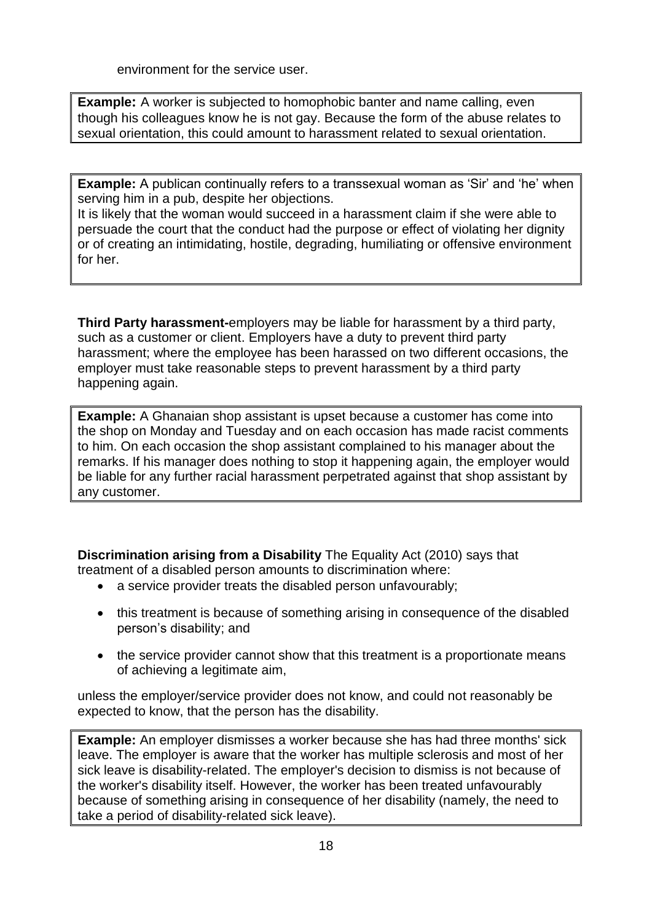environment for the service user.

**Example:** A worker is subjected to homophobic banter and name calling, even though his colleagues know he is not gay. Because the form of the abuse relates to sexual orientation, this could amount to harassment related to sexual orientation.

**Example:** A publican continually refers to a transsexual woman as 'Sir' and 'he' when serving him in a pub, despite her objections.
It is likely that the woman would succeed in a harassment claim if she were able to persuade the court that the conduct had the purpose or effect of violating her dignity or of creating an intimidating, hostile, degrading, humiliating or offensive environment for her.

**Third Party harassment-**employers may be liable for harassment by a third party, such as a customer or client. Employers have a duty to prevent third party harassment; where the employee has been harassed on two different occasions, the employer must take reasonable steps to prevent harassment by a third party happening again.

**Example:** A Ghanaian shop assistant is upset because a customer has come into the shop on Monday and Tuesday and on each occasion has made racist comments to him. On each occasion the shop assistant complained to his manager about the remarks. If his manager does nothing to stop it happening again, the employer would be liable for any further racial harassment perpetrated against that shop assistant by any customer.

**Discrimination arising from a Disability** The Equality Act (2010) says that treatment of a disabled person amounts to discrimination where:

- a service provider treats the disabled person unfavourably;
- this treatment is because of something arising in consequence of the disabled person's disability; and
- the service provider cannot show that this treatment is a proportionate means of achieving a legitimate aim,

unless the employer/service provider does not know, and could not reasonably be expected to know, that the person has the disability.

**Example:** An employer dismisses a worker because she has had three months' sick leave. The employer is aware that the worker has multiple sclerosis and most of her sick leave is disability-related. The employer's decision to dismiss is not because of the worker's disability itself. However, the worker has been treated unfavourably because of something arising in consequence of her disability (namely, the need to take a period of disability-related sick leave).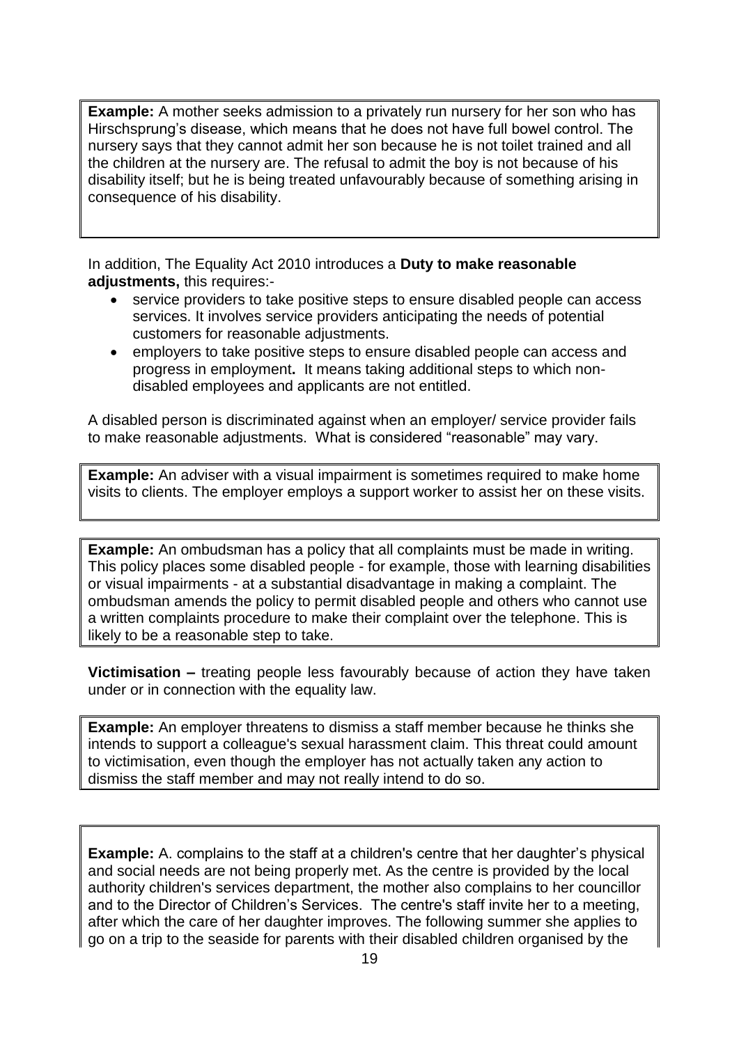**Example:** A mother seeks admission to a privately run nursery for her son who has Hirschsprung's disease, which means that he does not have full bowel control. The nursery says that they cannot admit her son because he is not toilet trained and all the children at the nursery are. The refusal to admit the boy is not because of his disability itself; but he is being treated unfavourably because of something arising in consequence of his disability.

In addition, The Equality Act 2010 introduces a **Duty to make reasonable adjustments,** this requires:-

- service providers to take positive steps to ensure disabled people can access services. It involves service providers anticipating the needs of potential customers for reasonable adjustments.
- employers to take positive steps to ensure disabled people can access and progress in employment**.** It means taking additional steps to which non-disabled employees and applicants are not entitled.

A disabled person is discriminated against when an employer/ service provider fails to make reasonable adjustments. What is considered "reasonable" may vary.

**Example:** An adviser with a visual impairment is sometimes required to make home visits to clients. The employer employs a support worker to assist her on these visits.

**Example:** An ombudsman has a policy that all complaints must be made in writing. This policy places some disabled people - for example, those with learning disabilities or visual impairments - at a substantial disadvantage in making a complaint. The ombudsman amends the policy to permit disabled people and others who cannot use a written complaints procedure to make their complaint over the telephone. This is likely to be a reasonable step to take.

**Victimisation –** treating people less favourably because of action they have taken under or in connection with the equality law.

**Example:** An employer threatens to dismiss a staff member because he thinks she intends to support a colleague's sexual harassment claim. This threat could amount to victimisation, even though the employer has not actually taken any action to dismiss the staff member and may not really intend to do so.

**Example:** A. complains to the staff at a children's centre that her daughter's physical and social needs are not being properly met. As the centre is provided by the local authority children's services department, the mother also complains to her councillor and to the Director of Children's Services. The centre's staff invite her to a meeting, after which the care of her daughter improves. The following summer she applies to go on a trip to the seaside for parents with their disabled children organised by the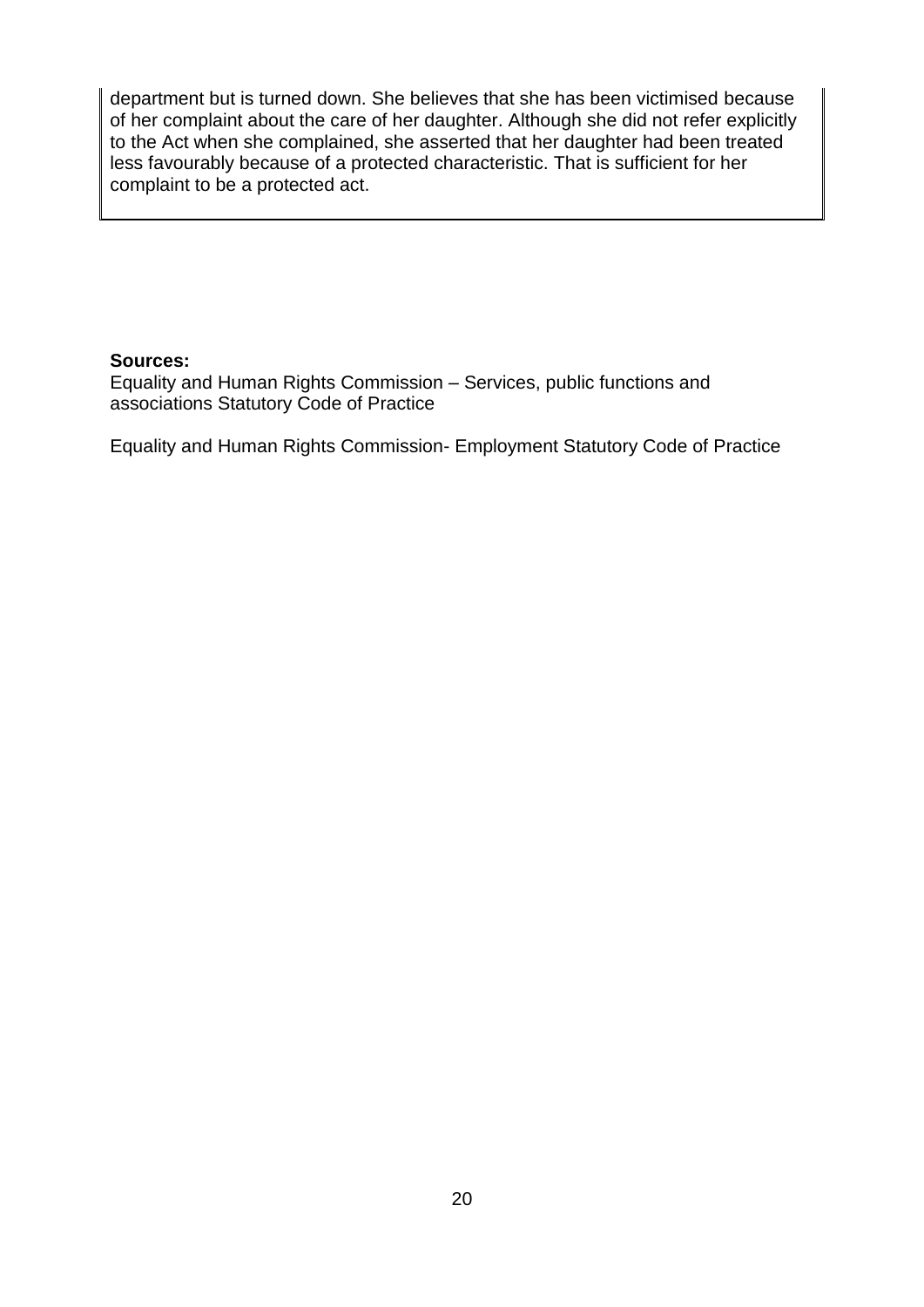department but is turned down. She believes that she has been victimised because of her complaint about the care of her daughter. Although she did not refer explicitly to the Act when she complained, she asserted that her daughter had been treated less favourably because of a protected characteristic. That is sufficient for her complaint to be a protected act.

**Sources:**
Equality and Human Rights Commission – Services, public functions and associations Statutory Code of Practice

Equality and Human Rights Commission- Employment Statutory Code of Practice